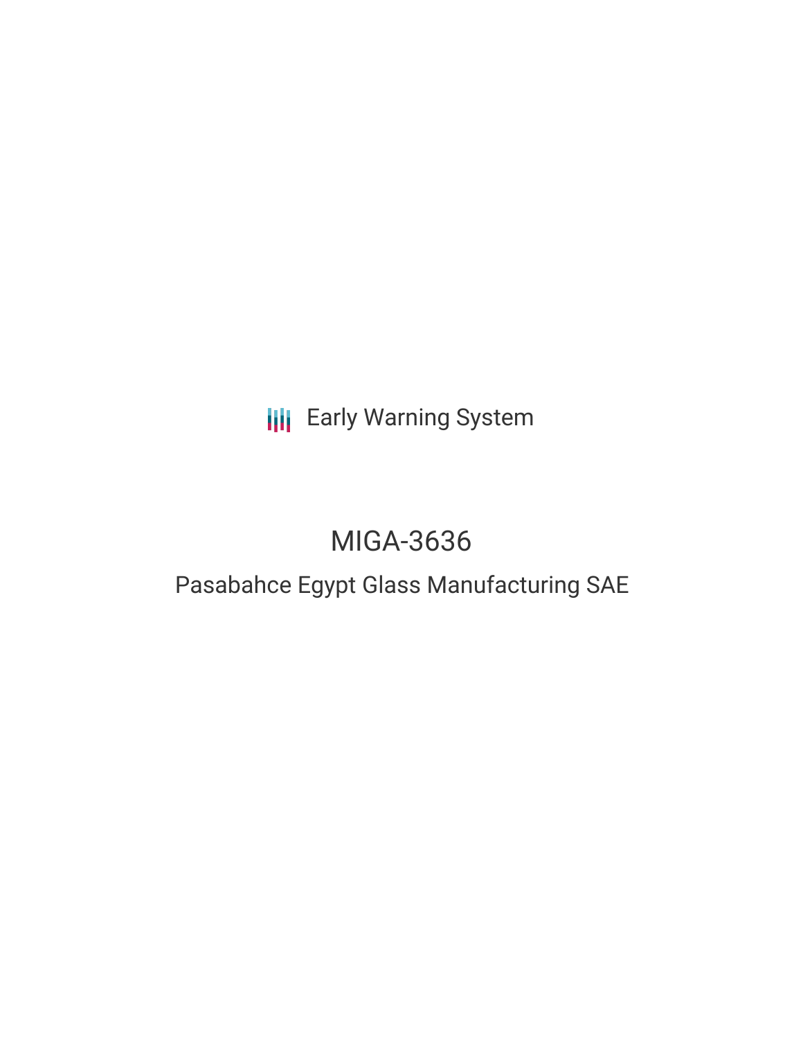Early Warning System

# MIGA-3636

## Pasabahce Egypt Glass Manufacturing SAE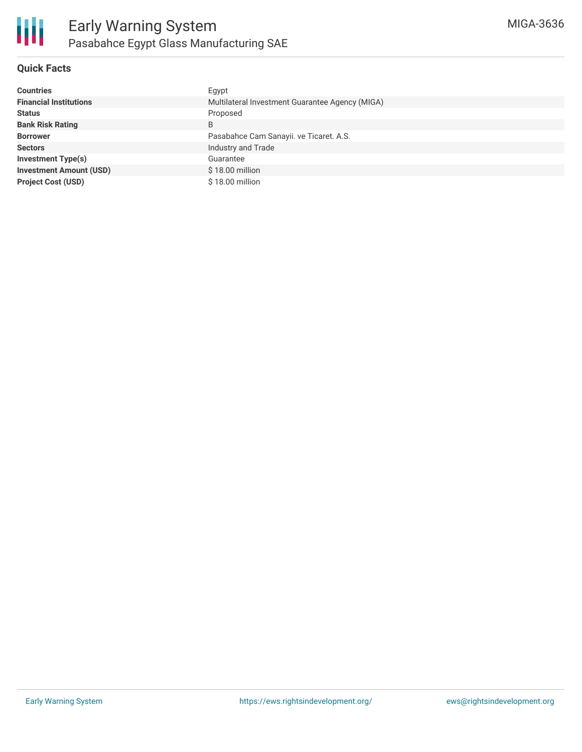# Early Warning System

## Pasabahce Egypt Glass Manufacturing SAE

MIGA-3636

### Quick Facts

| | |
|---|---|
| **Countries** | Egypt |
| **Financial Institutions** | Multilateral Investment Guarantee Agency (MIGA) |
| **Status** | Proposed |
| **Bank Risk Rating** | B |
| **Borrower** | Pasabahce Cam Sanayii. ve Ticaret. A.S. |
| **Sectors** | Industry and Trade |
| **Investment Type(s)** | Guarantee |
| **Investment Amount (USD)** | $ 18.00 million |
| **Project Cost (USD)** | $ 18.00 million |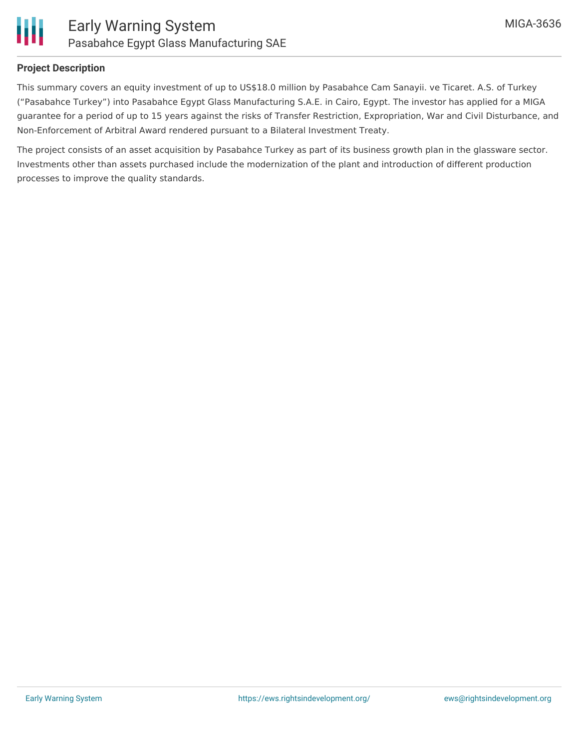## Project Description

This summary covers an equity investment of up to US$18.0 million by Pasabahce Cam Sanayii. ve Ticaret. A.S. of Turkey ("Pasabahce Turkey") into Pasabahce Egypt Glass Manufacturing S.A.E. in Cairo, Egypt. The investor has applied for a MIGA guarantee for a period of up to 15 years against the risks of Transfer Restriction, Expropriation, War and Civil Disturbance, and Non-Enforcement of Arbitral Award rendered pursuant to a Bilateral Investment Treaty.

The project consists of an asset acquisition by Pasabahce Turkey as part of its business growth plan in the glassware sector. Investments other than assets purchased include the modernization of the plant and introduction of different production processes to improve the quality standards.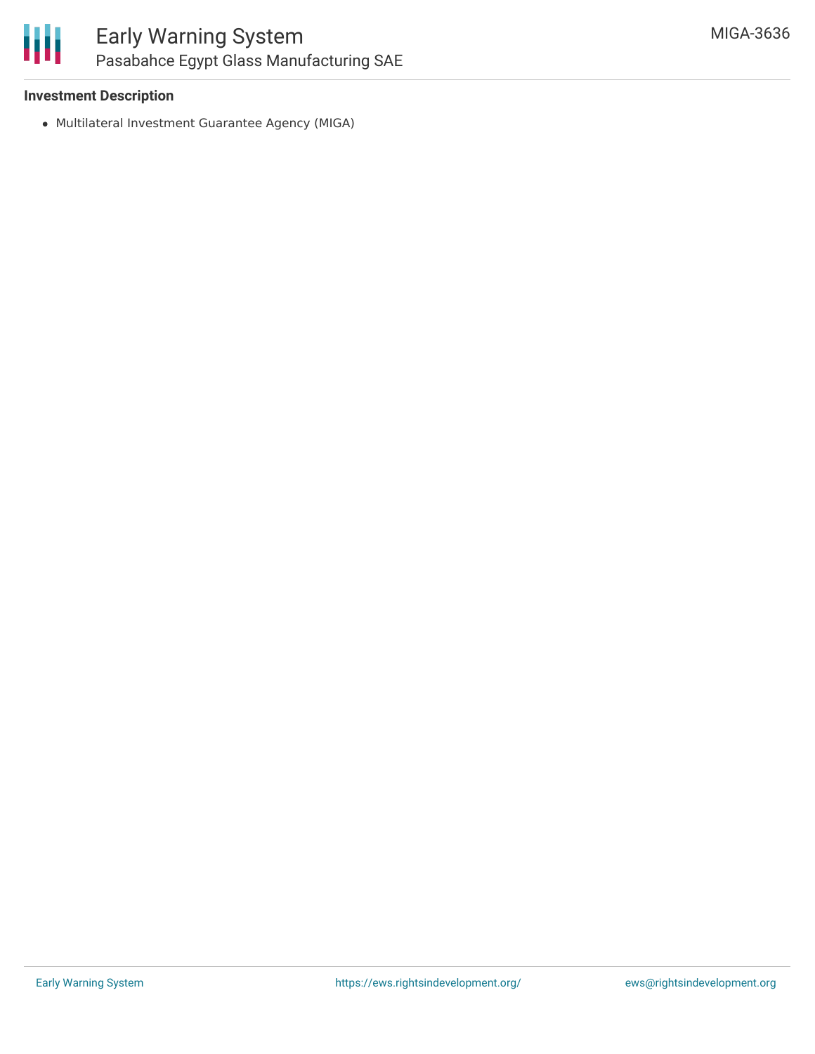**Investment Description**

- Multilateral Investment Guarantee Agency (MIGA)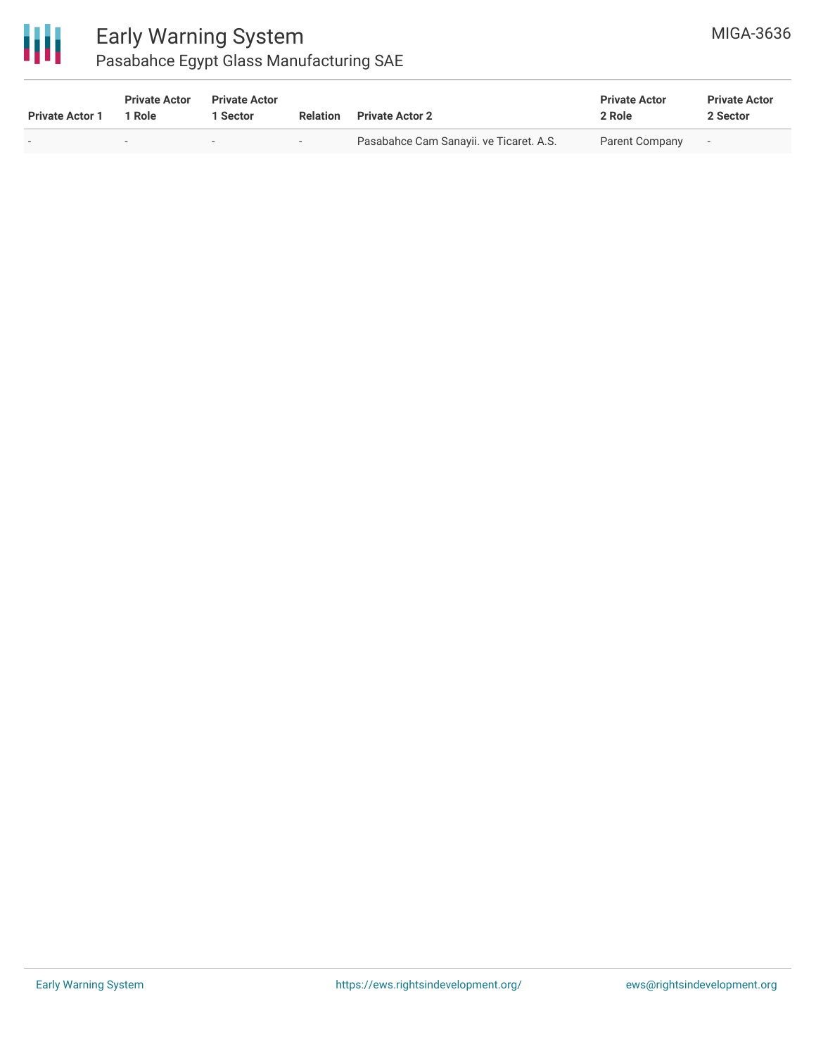| Private Actor 1 | Private Actor 1 Role | Private Actor 1 Sector | Relation | Private Actor 2 | Private Actor 2 Role | Private Actor 2 Sector |
|---|---|---|---|---|---|---|
| - | - | - | - | Pasabahce Cam Sanayii. ve Ticaret. A.S. | Parent Company | - |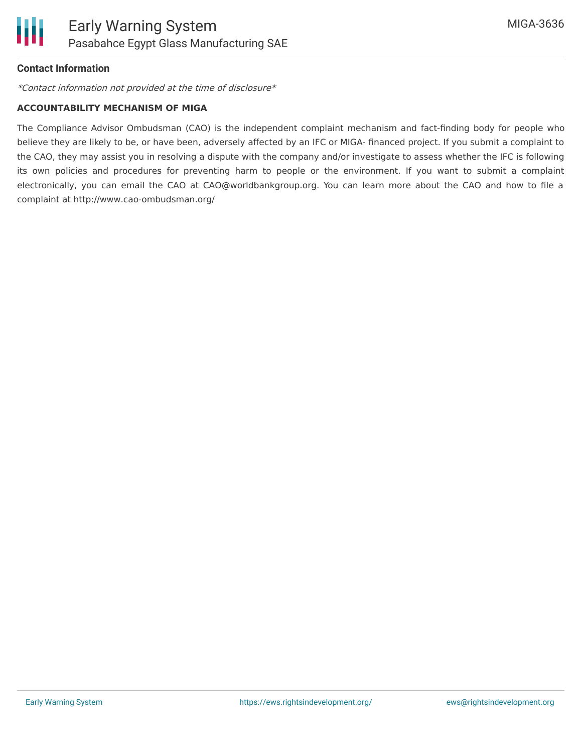## Contact Information

*\*Contact information not provided at the time of disclosure\**

### ACCOUNTABILITY MECHANISM OF MIGA

The Compliance Advisor Ombudsman (CAO) is the independent complaint mechanism and fact-finding body for people who believe they are likely to be, or have been, adversely affected by an IFC or MIGA- financed project. If you submit a complaint to the CAO, they may assist you in resolving a dispute with the company and/or investigate to assess whether the IFC is following its own policies and procedures for preventing harm to people or the environment. If you want to submit a complaint electronically, you can email the CAO at CAO@worldbankgroup.org. You can learn more about the CAO and how to file a complaint at http://www.cao-ombudsman.org/